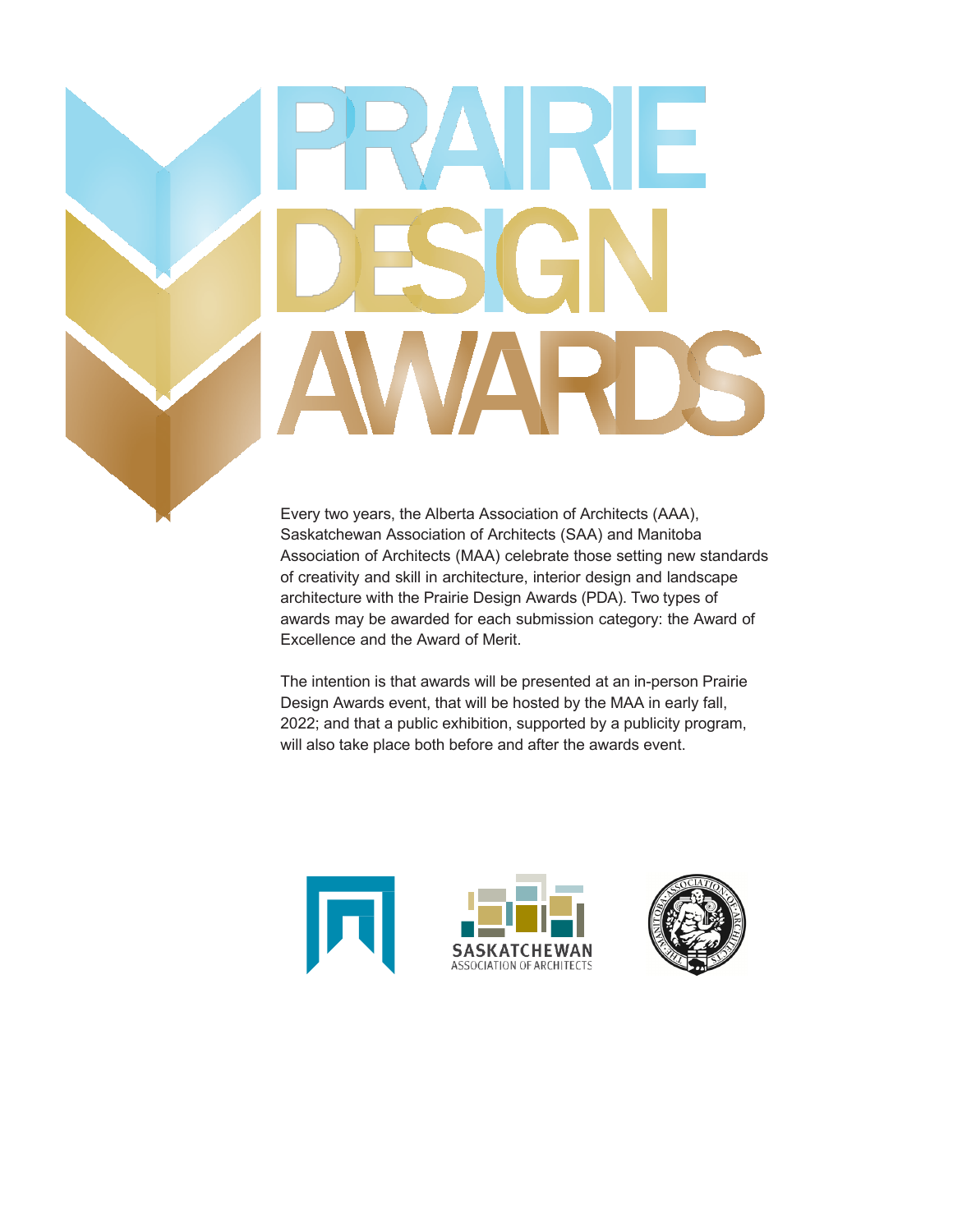# PRAIRIE DESIGN AWARDS

Every two years, the Alberta Association of Architects (AAA), Saskatchewan Association of Architects (SAA) and Manitoba Association of Architects (MAA) celebrate those setting new standards of creativity and skill in architecture, interior design and landscape architecture with the Prairie Design Awards (PDA). Two types of awards may be awarded for each submission category: the Award of Excellence and the Award of Merit.

The intention is that awards will be presented at an in-person Prairie Design Awards event, that will be hosted by the MAA in early fall, 2022; and that a public exhibition, supported by a publicity program, will also take place both before and after the awards event.

SASKATCHEWAN ASSOCIATION OF ARCHITECTS

THE MANITOBA ASSOCIATION OF ARCHITECTS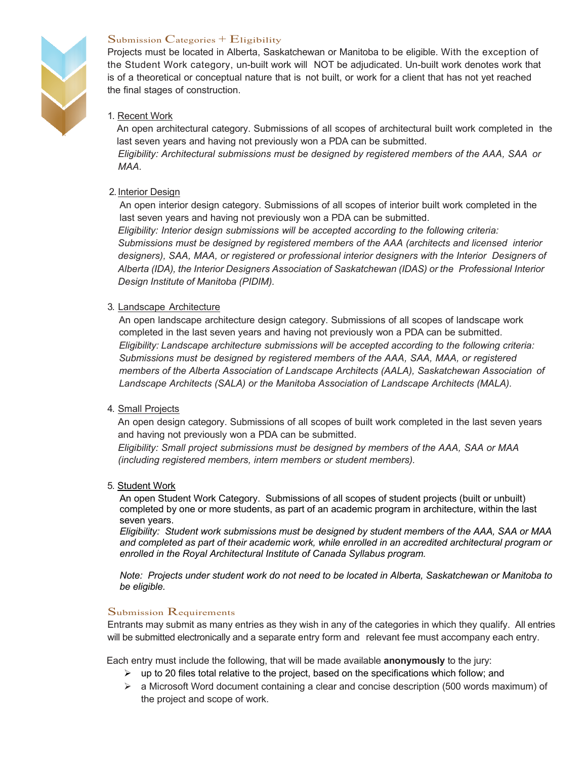## Submission Categories + Eligibility

Projects must be located in Alberta, Saskatchewan or Manitoba to be eligible. With the exception of the Student Work category, un-built work will NOT be adjudicated. Un-built work denotes work that is of a theoretical or conceptual nature that is not built, or work for a client that has not yet reached the final stages of construction.

1. Recent Work

   An open architectural category. Submissions of all scopes of architectural built work completed in the last seven years and having not previously won a PDA can be submitted.

   *Eligibility: Architectural submissions must be designed by registered members of the AAA, SAA or MAA.*

2. Interior Design

   An open interior design category. Submissions of all scopes of interior built work completed in the last seven years and having not previously won a PDA can be submitted.

   *Eligibility: Interior design submissions will be accepted according to the following criteria: Submissions must be designed by registered members of the AAA (architects and licensed interior designers), SAA, MAA, or registered or professional interior designers with the Interior Designers of Alberta (IDA), the Interior Designers Association of Saskatchewan (IDAS) or the Professional Interior Design Institute of Manitoba (PIDIM).*

3. Landscape Architecture

   An open landscape architecture design category. Submissions of all scopes of landscape work completed in the last seven years and having not previously won a PDA can be submitted.

   *Eligibility: Landscape architecture submissions will be accepted according to the following criteria: Submissions must be designed by registered members of the AAA, SAA, MAA, or registered members of the Alberta Association of Landscape Architects (AALA), Saskatchewan Association of Landscape Architects (SALA) or the Manitoba Association of Landscape Architects (MALA).*

4. Small Projects

   An open design category. Submissions of all scopes of built work completed in the last seven years and having not previously won a PDA can be submitted.

   *Eligibility: Small project submissions must be designed by members of the AAA, SAA or MAA (including registered members, intern members or student members).*

5. Student Work

   An open Student Work Category. Submissions of all scopes of student projects (built or unbuilt) completed by one or more students, as part of an academic program in architecture, within the last seven years.

   *Eligibility: Student work submissions must be designed by student members of the AAA, SAA or MAA and completed as part of their academic work, while enrolled in an accredited architectural program or enrolled in the Royal Architectural Institute of Canada Syllabus program.*

   *Note: Projects under student work do not need to be located in Alberta, Saskatchewan or Manitoba to be eligible.*

## Submission Requirements

Entrants may submit as many entries as they wish in any of the categories in which they qualify. All entries will be submitted electronically and a separate entry form and relevant fee must accompany each entry.

Each entry must include the following, that will be made available **anonymously** to the jury:

- up to 20 files total relative to the project, based on the specifications which follow; and
- a Microsoft Word document containing a clear and concise description (500 words maximum) of the project and scope of work.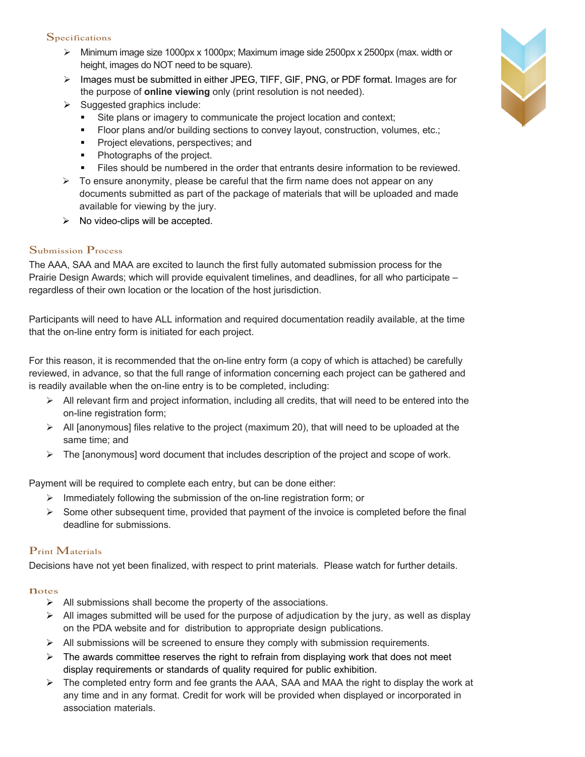## Specifications

- Minimum image size 1000px x 1000px; Maximum image side 2500px x 2500px (max. width or height, images do NOT need to be square).
- Images must be submitted in either JPEG, TIFF, GIF, PNG, or PDF format. Images are for the purpose of **online viewing** only (print resolution is not needed).
- Suggested graphics include:
  - Site plans or imagery to communicate the project location and context;
  - Floor plans and/or building sections to convey layout, construction, volumes, etc.;
  - Project elevations, perspectives; and
  - Photographs of the project.
  - Files should be numbered in the order that entrants desire information to be reviewed.
- To ensure anonymity, please be careful that the firm name does not appear on any documents submitted as part of the package of materials that will be uploaded and made available for viewing by the jury.
- No video-clips will be accepted.

## Submission Process

The AAA, SAA and MAA are excited to launch the first fully automated submission process for the Prairie Design Awards; which will provide equivalent timelines, and deadlines, for all who participate – regardless of their own location or the location of the host jurisdiction.

Participants will need to have ALL information and required documentation readily available, at the time that the on-line entry form is initiated for each project.

For this reason, it is recommended that the on-line entry form (a copy of which is attached) be carefully reviewed, in advance, so that the full range of information concerning each project can be gathered and is readily available when the on-line entry is to be completed, including:

- All relevant firm and project information, including all credits, that will need to be entered into the on-line registration form;
- All [anonymous] files relative to the project (maximum 20), that will need to be uploaded at the same time; and
- The [anonymous] word document that includes description of the project and scope of work.

Payment will be required to complete each entry, but can be done either:

- Immediately following the submission of the on-line registration form; or
- Some other subsequent time, provided that payment of the invoice is completed before the final deadline for submissions.

## Print Materials

Decisions have not yet been finalized, with respect to print materials. Please watch for further details.

## notes

- All submissions shall become the property of the associations.
- All images submitted will be used for the purpose of adjudication by the jury, as well as display on the PDA website and for distribution to appropriate design publications.
- All submissions will be screened to ensure they comply with submission requirements.
- The awards committee reserves the right to refrain from displaying work that does not meet display requirements or standards of quality required for public exhibition.
- The completed entry form and fee grants the AAA, SAA and MAA the right to display the work at any time and in any format. Credit for work will be provided when displayed or incorporated in association materials.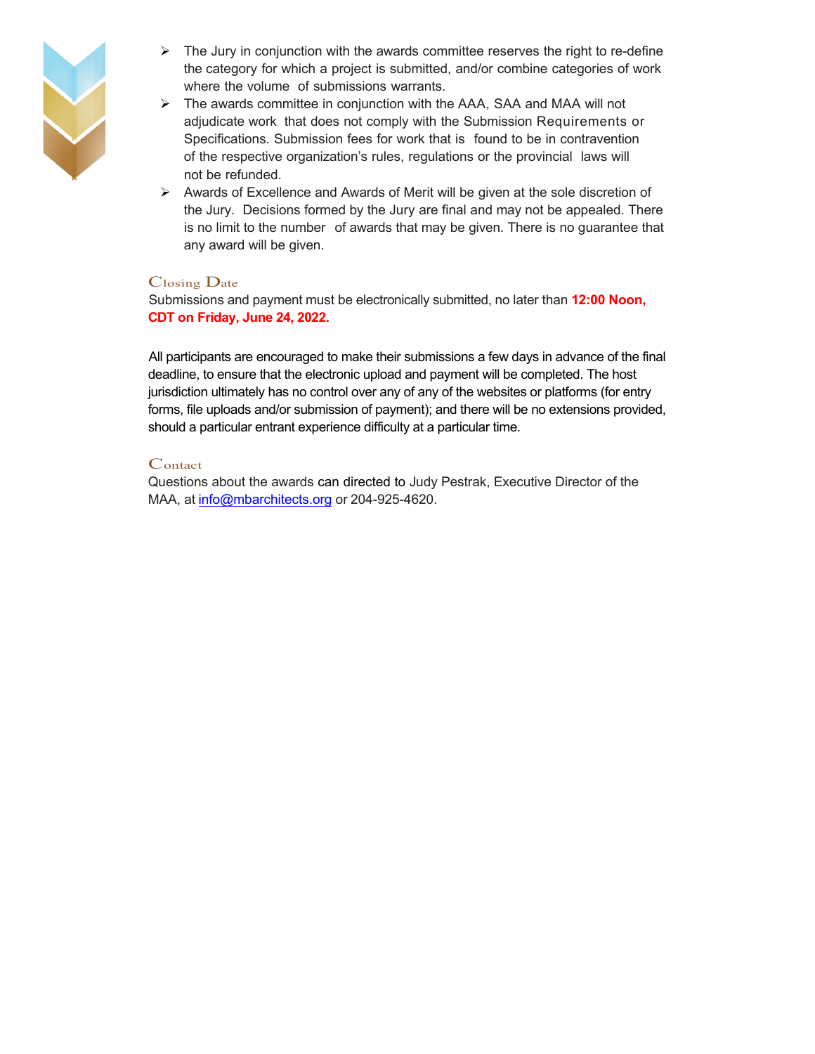- The Jury in conjunction with the awards committee reserves the right to re-define the category for which a project is submitted, and/or combine categories of work where the volume of submissions warrants.
- The awards committee in conjunction with the AAA, SAA and MAA will not adjudicate work that does not comply with the Submission Requirements or Specifications. Submission fees for work that is found to be in contravention of the respective organization's rules, regulations or the provincial laws will not be refunded.
- Awards of Excellence and Awards of Merit will be given at the sole discretion of the Jury. Decisions formed by the Jury are final and may not be appealed. There is no limit to the number of awards that may be given. There is no guarantee that any award will be given.

## Closing Date

Submissions and payment must be electronically submitted, no later than **12:00 Noon, CDT on Friday, June 24, 2022.**

All participants are encouraged to make their submissions a few days in advance of the final deadline, to ensure that the electronic upload and payment will be completed. The host jurisdiction ultimately has no control over any of any of the websites or platforms (for entry forms, file uploads and/or submission of payment); and there will be no extensions provided, should a particular entrant experience difficulty at a particular time.

## Contact

Questions about the awards can directed to Judy Pestrak, Executive Director of the MAA, at info@mbarchitects.org or 204-925-4620.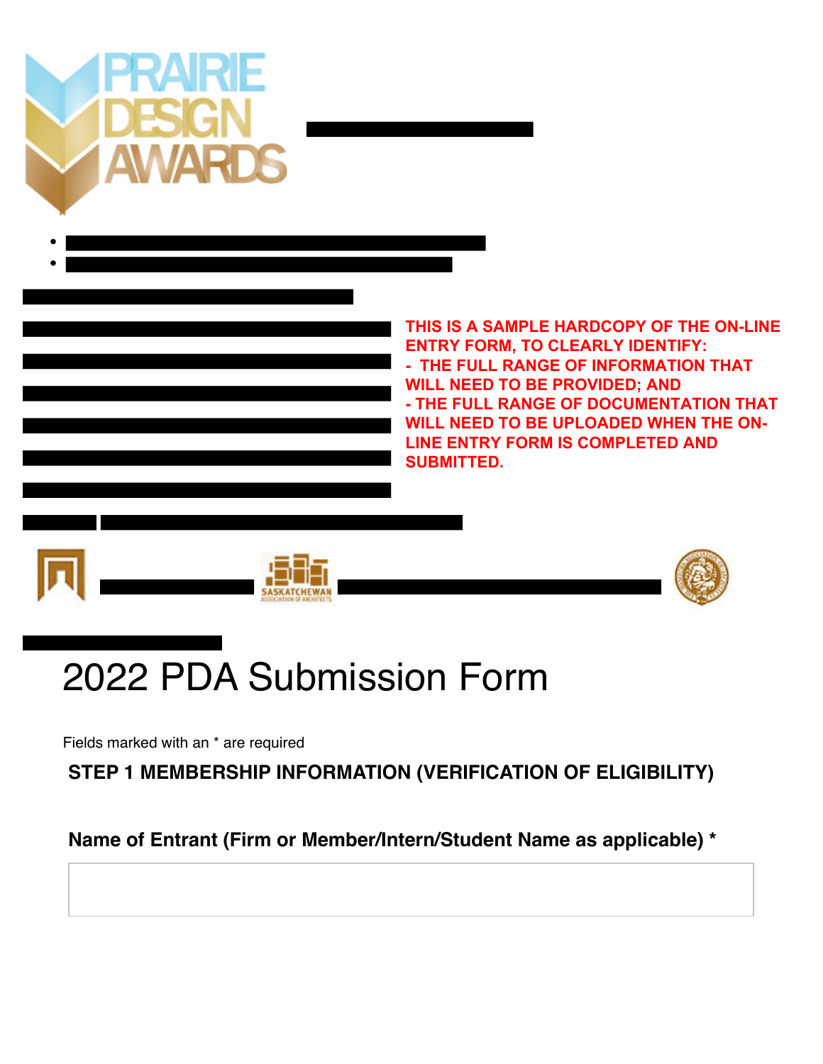THIS IS A SAMPLE HARDCOPY OF THE ON-LINE ENTRY FORM, TO CLEARLY IDENTIFY:
- THE FULL RANGE OF INFORMATION THAT WILL NEED TO BE PROVIDED; AND
- THE FULL RANGE OF DOCUMENTATION THAT WILL NEED TO BE UPLOADED WHEN THE ON-LINE ENTRY FORM IS COMPLETED AND SUBMITTED.

# 2022 PDA Submission Form

Fields marked with an * are required

**STEP 1 MEMBERSHIP INFORMATION (VERIFICATION OF ELIGIBILITY)**

**Name of Entrant (Firm or Member/Intern/Student Name as applicable) ***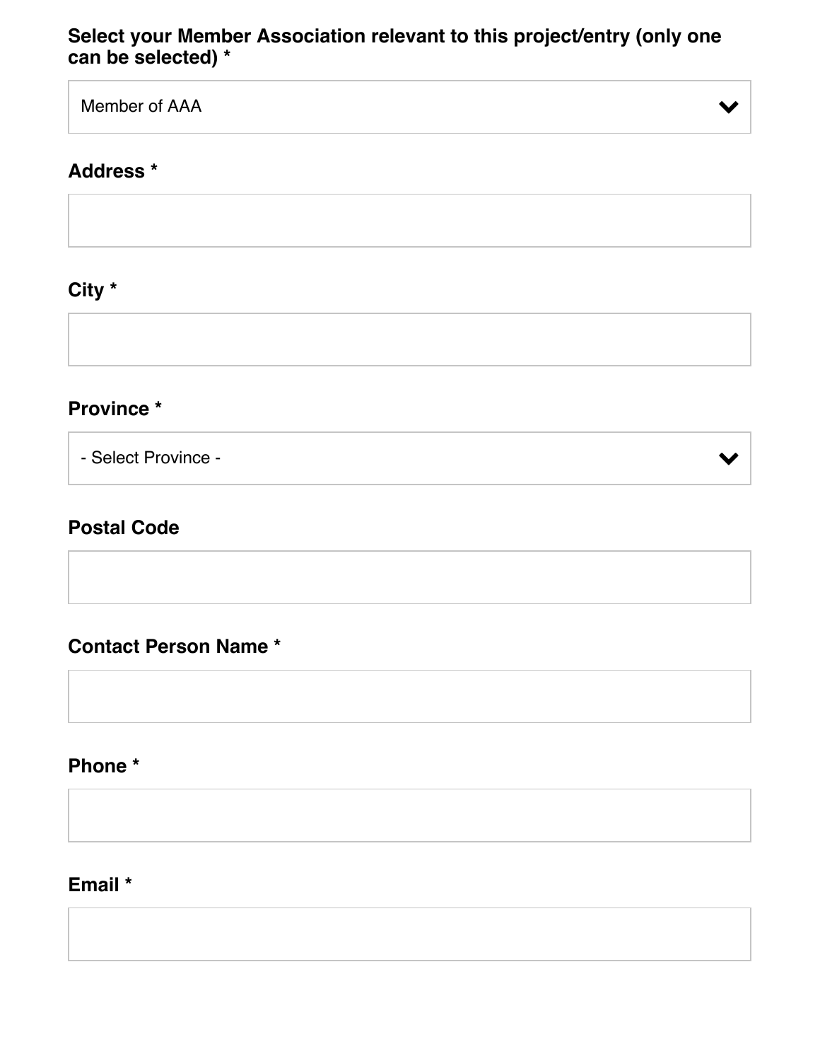**Select your Member Association relevant to this project/entry (only one can be selected) ***

Member of AAA

**Address ***

**City ***

**Province ***

- Select Province -

**Postal Code**

**Contact Person Name ***

**Phone ***

**Email ***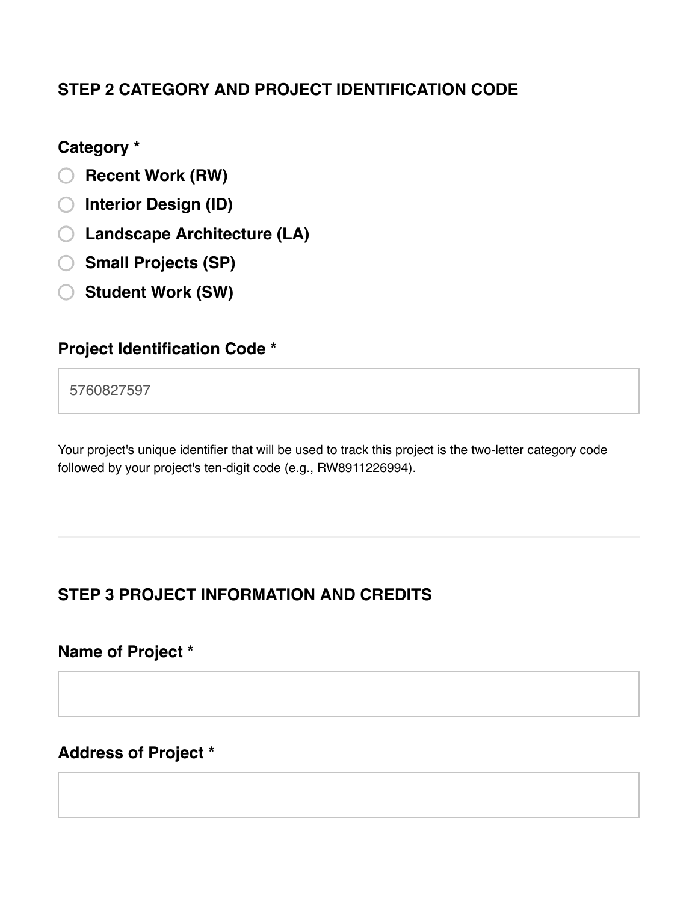## STEP 2 CATEGORY AND PROJECT IDENTIFICATION CODE

**Category ***

- ◯ **Recent Work (RW)**
- ◯ **Interior Design (ID)**
- ◯ **Landscape Architecture (LA)**
- ◯ **Small Projects (SP)**
- ◯ **Student Work (SW)**

**Project Identification Code ***

5760827597

Your project's unique identifier that will be used to track this project is the two-letter category code followed by your project's ten-digit code (e.g., RW8911226994).

## STEP 3 PROJECT INFORMATION AND CREDITS

**Name of Project ***

**Address of Project ***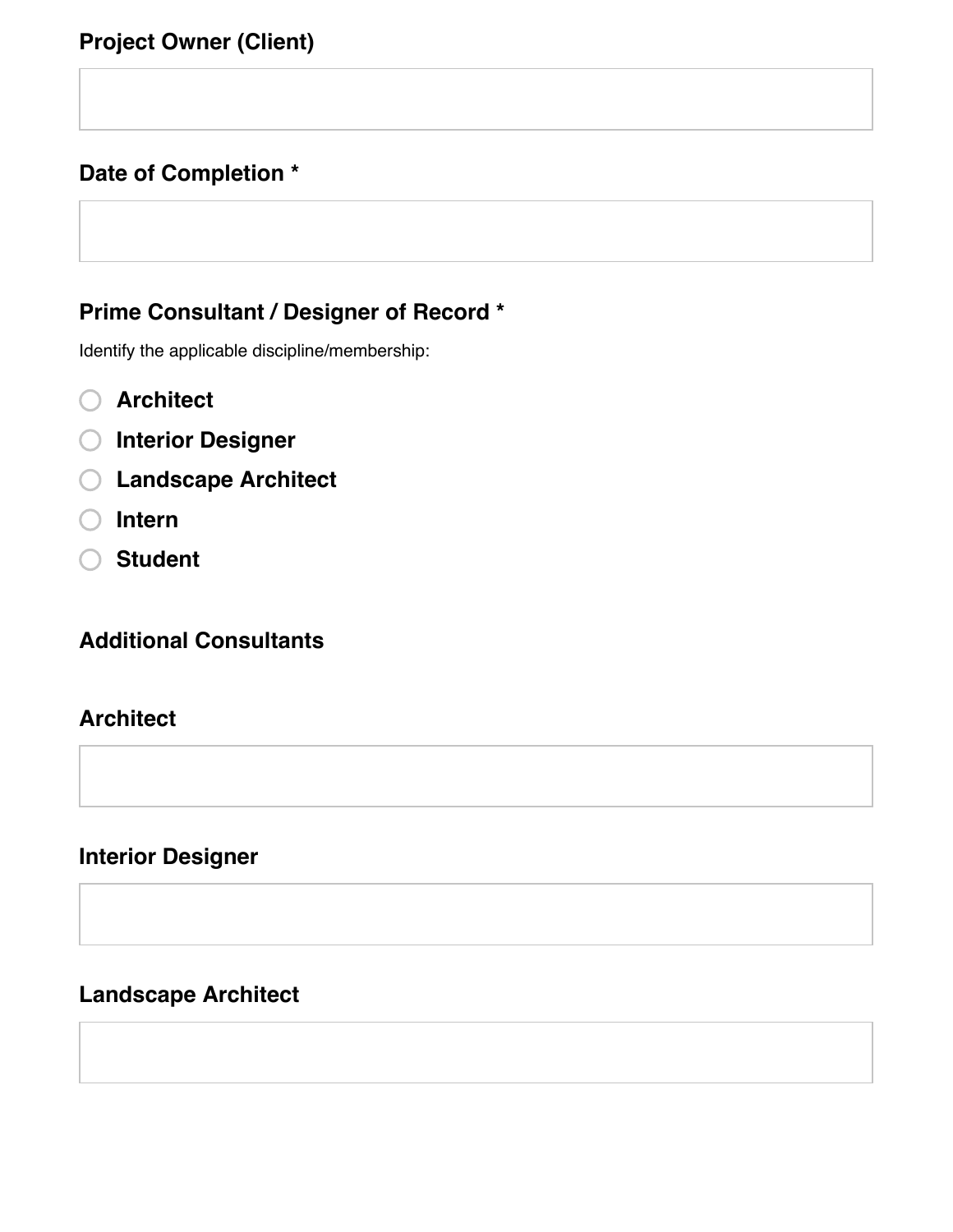**Project Owner (Client)**

**Date of Completion ***

**Prime Consultant / Designer of Record ***

Identify the applicable discipline/membership:

- ○ **Architect**
- ○ **Interior Designer**
- ○ **Landscape Architect**
- ○ **Intern**
- ○ **Student**

**Additional Consultants**

**Architect**

**Interior Designer**

**Landscape Architect**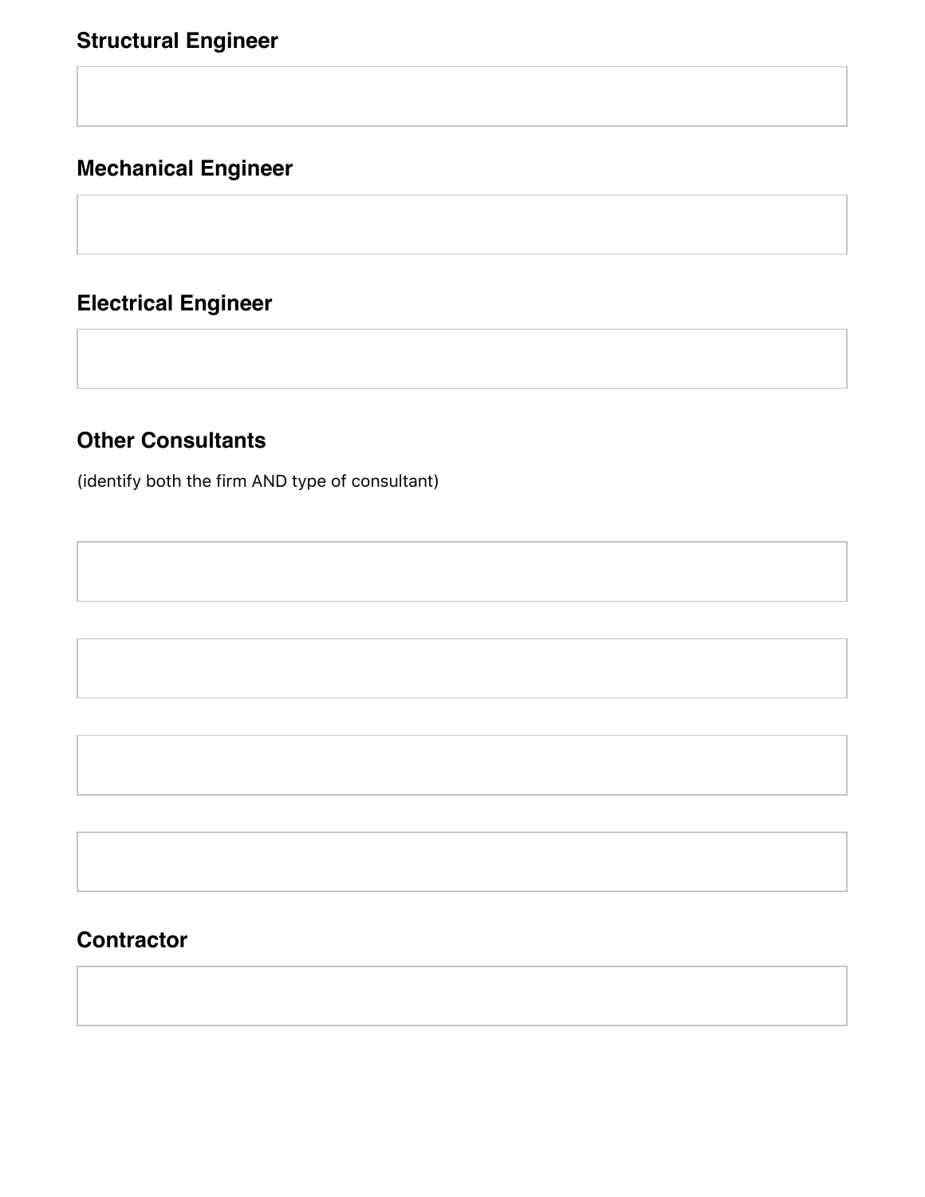### Structural Engineer

### Mechanical Engineer

### Electrical Engineer

### Other Consultants

(identify both the firm AND type of consultant)

### Contractor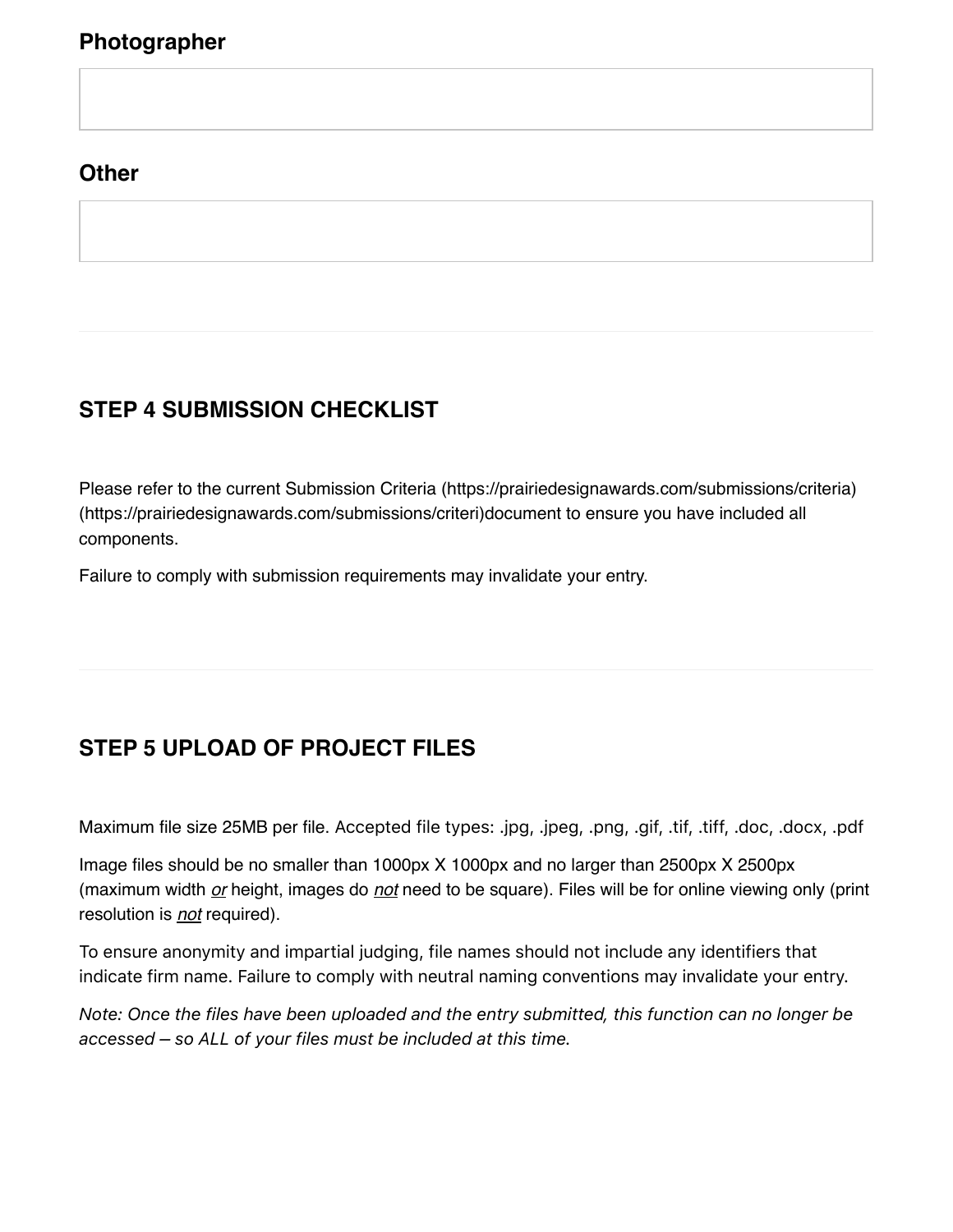**Photographer**

**Other**

## STEP 4 SUBMISSION CHECKLIST

Please refer to the current Submission Criteria (https://prairiedesignawards.com/submissions/criteria) (https://prairiedesignawards.com/submissions/criteri)document to ensure you have included all components.

Failure to comply with submission requirements may invalidate your entry.

## STEP 5 UPLOAD OF PROJECT FILES

Maximum file size 25MB per file. Accepted file types: .jpg, .jpeg, .png, .gif, .tif, .tiff, .doc, .docx, .pdf

Image files should be no smaller than 1000px X 1000px and no larger than 2500px X 2500px (maximum width *or* height, images do *not* need to be square). Files will be for online viewing only (print resolution is *not* required).

To ensure anonymity and impartial judging, file names should not include any identifiers that indicate firm name. Failure to comply with neutral naming conventions may invalidate your entry.

*Note: Once the files have been uploaded and the entry submitted, this function can no longer be accessed – so ALL of your files must be included at this time.*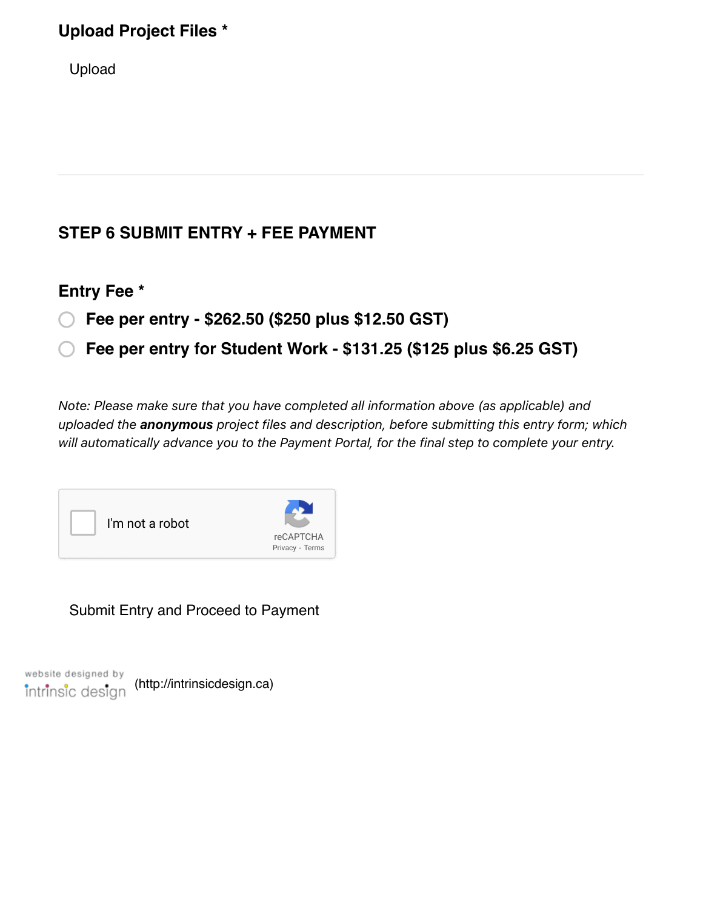**Upload Project Files \***

Upload

---

## STEP 6 SUBMIT ENTRY + FEE PAYMENT

**Entry Fee \***

- **Fee per entry - $262.50 ($250 plus $12.50 GST)**
- **Fee per entry for Student Work - $131.25 ($125 plus $6.25 GST)**

*Note: Please make sure that you have completed all information above (as applicable) and uploaded the **anonymous** project files and description, before submitting this entry form; which will automatically advance you to the Payment Portal, for the final step to complete your entry.*

I'm not a robot

reCAPTCHA
Privacy - Terms

Submit Entry and Proceed to Payment

website designed by intrinsic design (http://intrinsicdesign.ca)